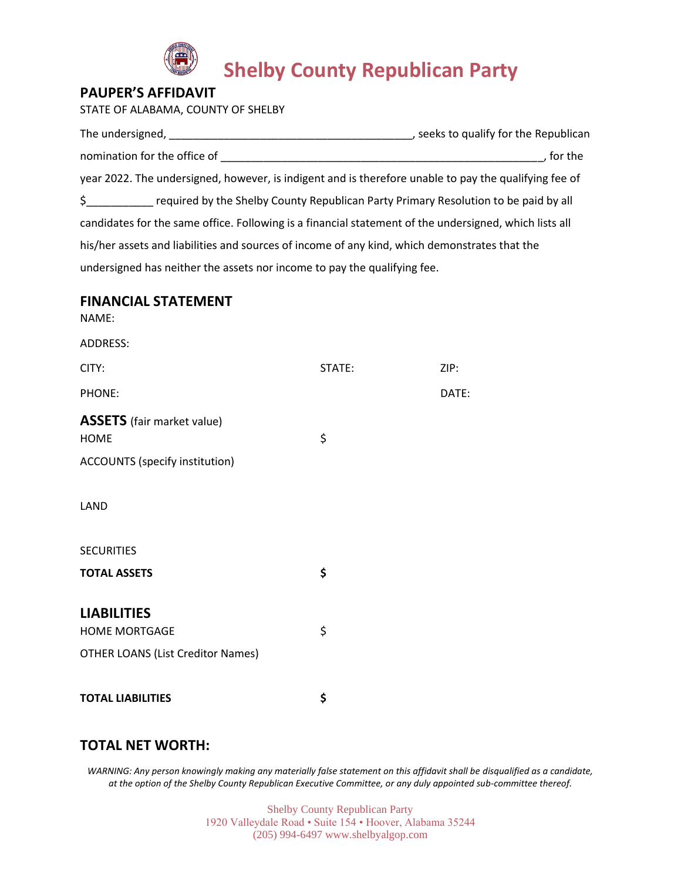# Shelby County Republican Party

## PAUPER'S AFFIDAVIT

STATE OF ALABAMA, COUNTY OF SHELBY

The undersigned, ________________________________________, seeks to qualify for the Republican nomination for the office of _____________________________________________________, for the year 2022. The undersigned, however, is indigent and is therefore unable to pay the qualifying fee of $___________ required by the Shelby County Republican Party Primary Resolution to be paid by all candidates for the same office. Following is a financial statement of the undersigned, which lists all his/her assets and liabilities and sources of income of any kind, which demonstrates that the undersigned has neither the assets nor income to pay the qualifying fee.

## FINANCIAL STATEMENT

NAME:

ADDRESS:

CITY: STATE: ZIP:

PHONE: DATE:

### ASSETS (fair market value)

HOME $

ACCOUNTS (specify institution)

LAND

SECURITIES

**TOTAL ASSETS $**

### LIABILITIES

HOME MORTGAGE $

OTHER LOANS (List Creditor Names)

**TOTAL LIABILITIES $**

### TOTAL NET WORTH:

*WARNING: Any person knowingly making any materially false statement on this affidavit shall be disqualified as a candidate, at the option of the Shelby County Republican Executive Committee, or any duly appointed sub-committee thereof.*

Shelby County Republican Party
1920 Valleydale Road • Suite 154 • Hoover, Alabama 35244
(205) 994-6497 www.shelbyalgop.com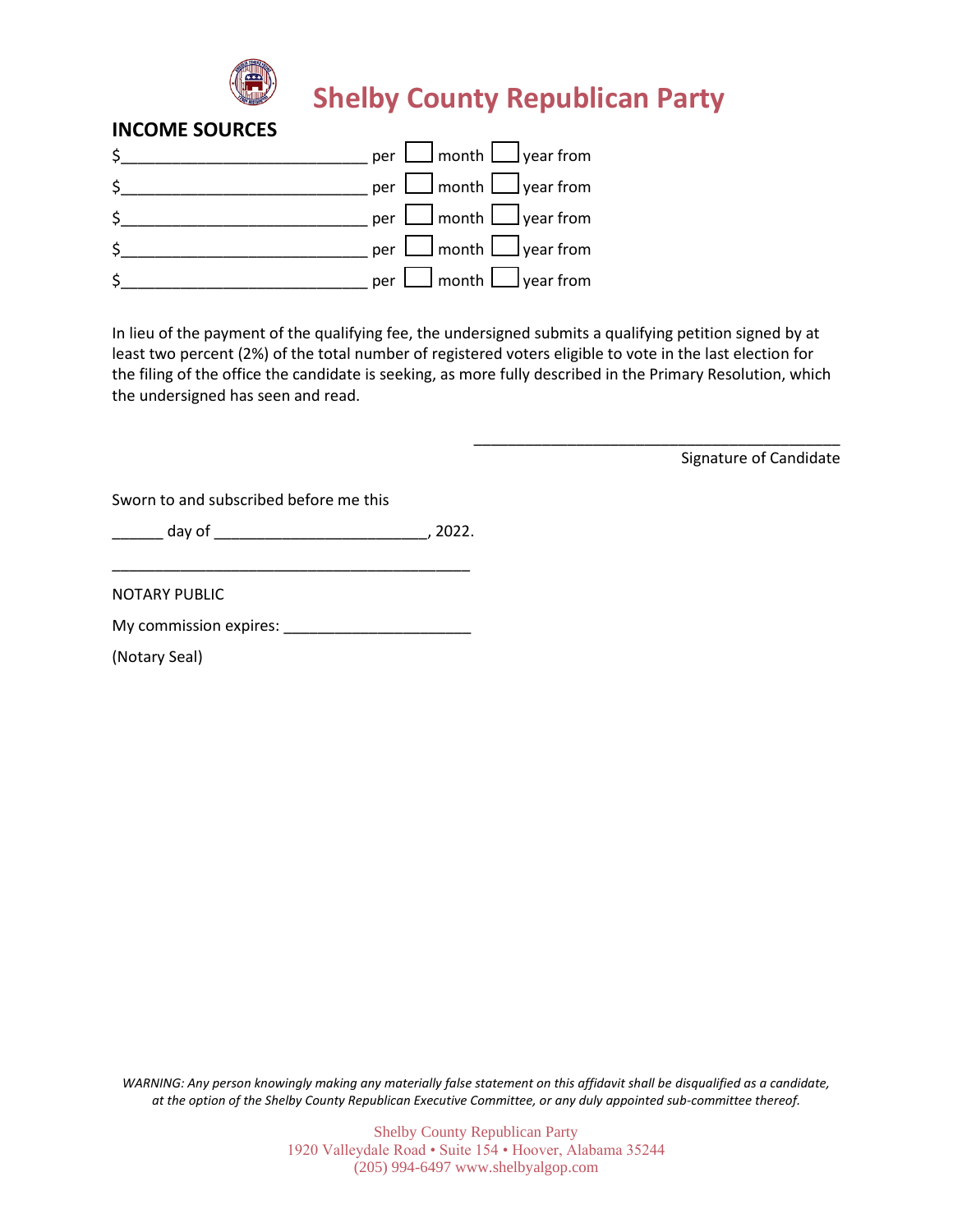# Shelby County Republican Party

## INCOME SOURCES

$____________________________ per ☐ month ☐ year from

$____________________________ per ☐ month ☐ year from

$____________________________ per ☐ month ☐ year from

$____________________________ per ☐ month ☐ year from

$____________________________ per ☐ month ☐ year from

In lieu of the payment of the qualifying fee, the undersigned submits a qualifying petition signed by at least two percent (2%) of the total number of registered voters eligible to vote in the last election for the filing of the office the candidate is seeking, as more fully described in the Primary Resolution, which the undersigned has seen and read.

________________________________________
Signature of Candidate

Sworn to and subscribed before me this

______ day of ________________________, 2022.

________________________________________

NOTARY PUBLIC

My commission expires: _____________________

(Notary Seal)

*WARNING: Any person knowingly making any materially false statement on this affidavit shall be disqualified as a candidate, at the option of the Shelby County Republican Executive Committee, or any duly appointed sub-committee thereof.*

Shelby County Republican Party
1920 Valleydale Road • Suite 154 • Hoover, Alabama 35244
(205) 994-6497 www.shelbyalgop.com